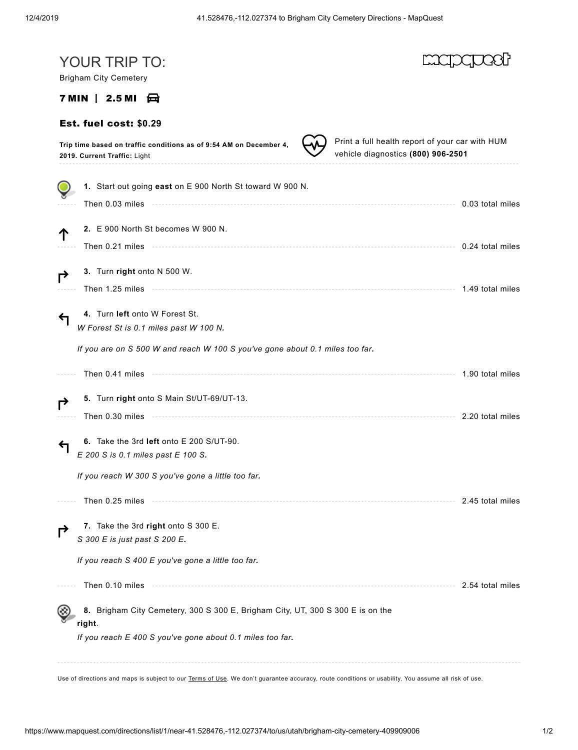# YOUR TRIP TO:

Brigham City Cemetery

**7 MIN | 2.5 MI**

**Est. fuel cost: $0.29**

**Trip time based on traffic conditions as of 9:54 AM on December 4, 2019. Current Traffic:** Light

Print a full health report of your car with HUM vehicle diagnostics **(800) 906-2501**

1. Start out going **east** on E 900 North St toward W 900 N.

   Then 0.03 miles — 0.03 total miles

2. E 900 North St becomes W 900 N.

   Then 0.21 miles — 0.24 total miles

3. Turn **right** onto N 500 W.

   Then 1.25 miles — 1.49 total miles

4. Turn **left** onto W Forest St.

   *W Forest St is 0.1 miles past W 100 N.*

   *If you are on S 500 W and reach W 100 S you've gone about 0.1 miles too far.*

   Then 0.41 miles — 1.90 total miles

5. Turn **right** onto S Main St/UT-69/UT-13.

   Then 0.30 miles — 2.20 total miles

6. Take the 3rd **left** onto E 200 S/UT-90.

   *E 200 S is 0.1 miles past E 100 S.*

   *If you reach W 300 S you've gone a little too far.*

   Then 0.25 miles — 2.45 total miles

7. Take the 3rd **right** onto S 300 E.

   *S 300 E is just past S 200 E.*

   *If you reach S 400 E you've gone a little too far.*

   Then 0.10 miles — 2.54 total miles

8. Brigham City Cemetery, 300 S 300 E, Brigham City, UT, 300 S 300 E is on the **right**.

   *If you reach E 400 S you've gone about 0.1 miles too far.*

Use of directions and maps is subject to our Terms of Use. We don't guarantee accuracy, route conditions or usability. You assume all risk of use.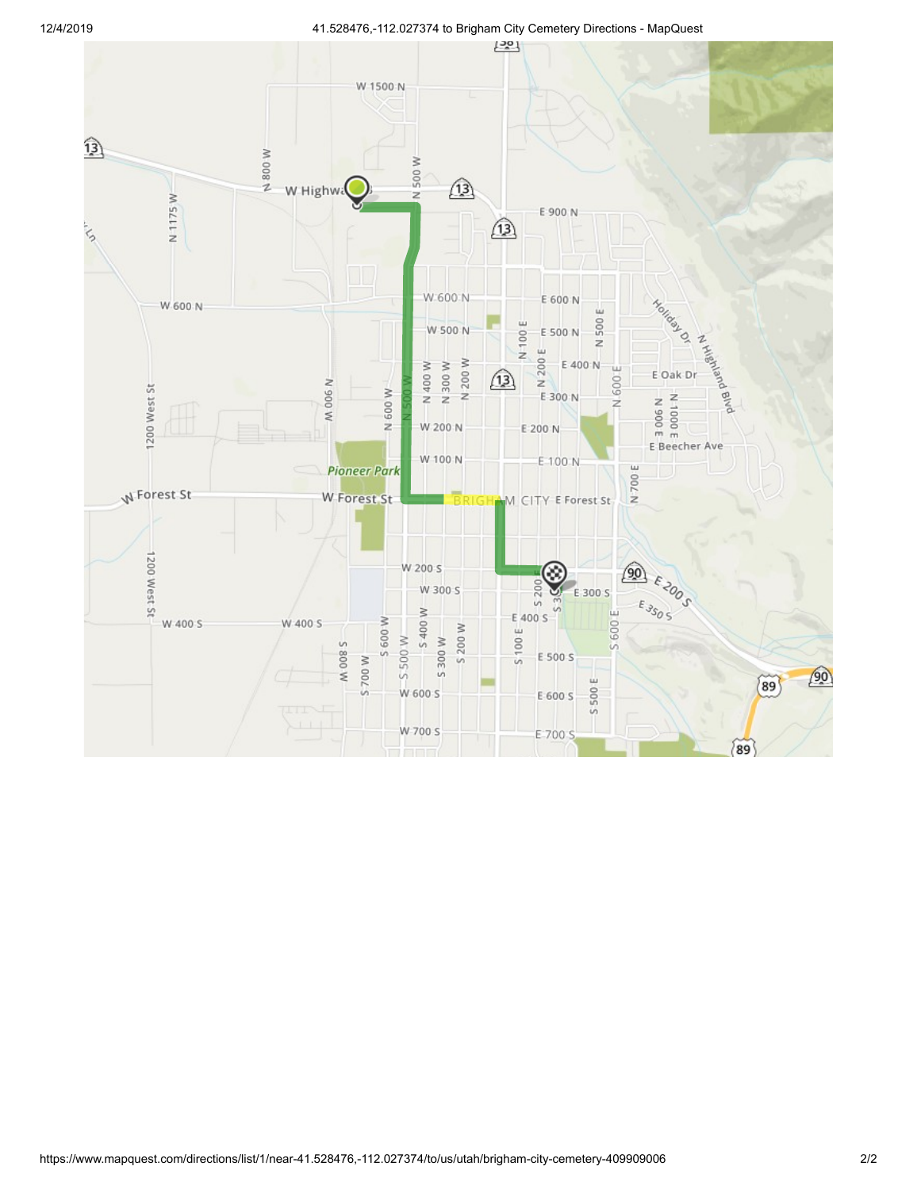W 1500 N

13

N 800 W

W Highway

N 500 W

13

E 900 N

13

N 1175 W

W 600 N

W 600 N

E 600 N

Holiday Dr

N Highland Blvd

W 500 N

N 100 E

E 500 N

N 500 E

N 200 E

E 400 N

E Oak Dr

1200 West St

N 900 W

N 600 W

N 500 W

N 400 W

N 300 W

N 200 W

13

E 300 N

N 600 E

N 900 E

N 1000 E

W 200 N

E 200 N

E Beecher Ave

W 100 N

E 100 N

Pioneer Park

N 700 E

W Forest St

W Forest St

BRIGHAM CITY

E Forest St

W 200 S

S 200

90

E 200 S

W 300 S

S 300

E 300 S

E 350 S

1200 West St

W 400 S

W 400 S

S 600 W

S 400 W

E 400 S

S 600 E

S 800 W

S 700 W

S 500 W

S 300 W

S 200 W

S 100 E

E 500 S

89

90

W 600 S

E 600 S

S 500 E

W 700 S

E 700 S

89